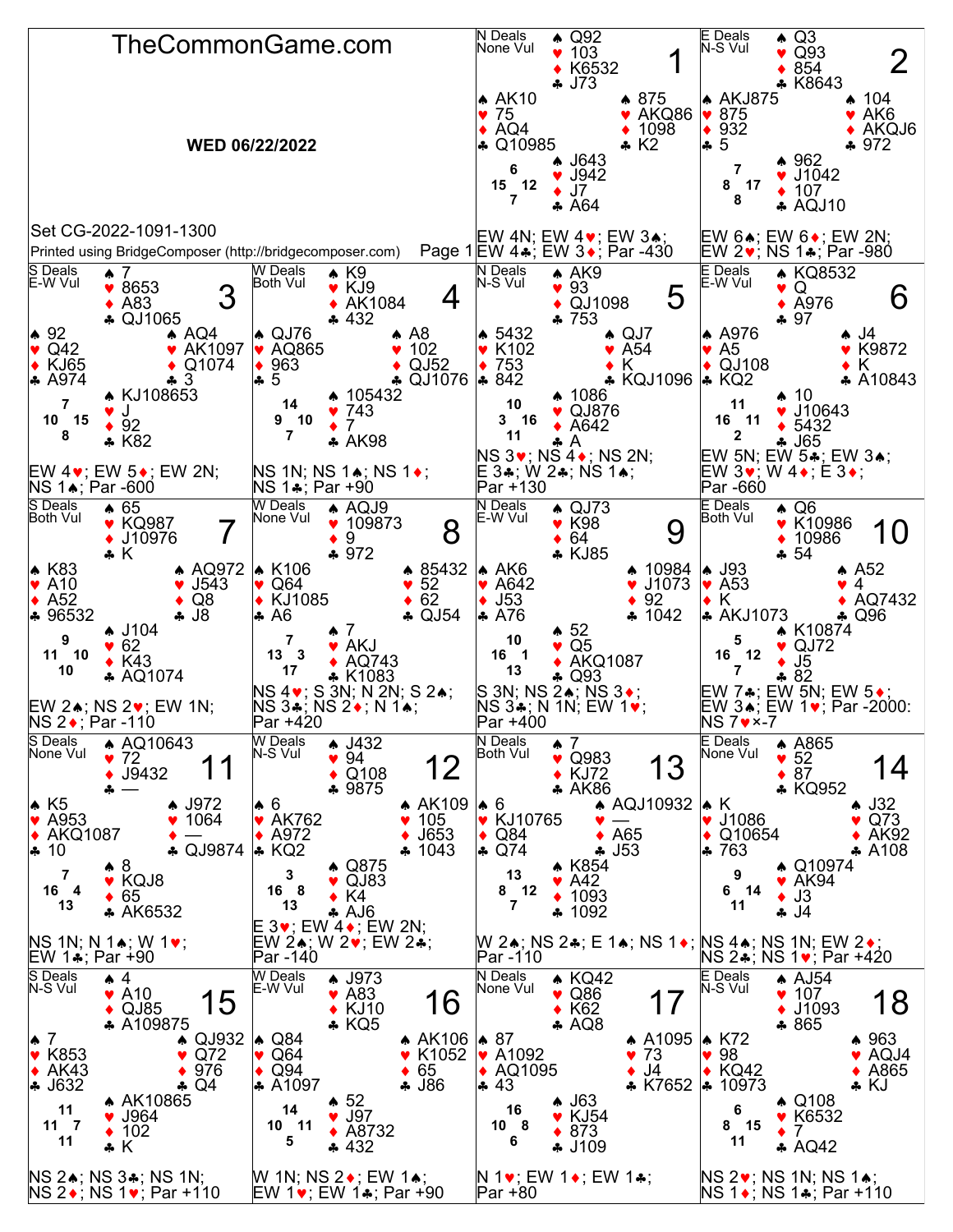# TheCommonGame.com

**WED 06/22/2022**

Set CG-2022-1091-1300

Printed using BridgeComposer (http://bridgecomposer.com)

## Board 1
N Deals, None Vul

| | |
|---|---|
| North | ♠ Q92 ♥ 103 ♦ K6532 ♣ J73 |
| West | ♠ AK10 ♥ 75 ♦ AQ4 ♣ Q10985 |
| East | ♠ 875 ♥ AKQ86 ♦ 1098 ♣ K2 |
| South | ♠ J643 ♥ J942 ♦ J7 ♣ A64 |

HCP: N 6, W 15, E 12, S 7

EW 4N; EW 4♥; EW 3♠; EW 4♣; EW 3♦; Par -430

## Board 2
E Deals, N-S Vul

| | |
|---|---|
| North | ♠ Q3 ♥ Q93 ♦ 854 ♣ K8643 |
| West | ♠ AKJ875 ♥ 875 ♦ 932 ♣ 5 |
| East | ♠ 104 ♥ AK6 ♦ AKQJ6 ♣ 972 |
| South | ♠ 962 ♥ J1042 ♦ 107 ♣ AQJ10 |

HCP: N 7, W 8, E 17, S 8

EW 6♠; EW 6♦; EW 2N; EW 2♥; NS 1♣; Par -980

## Board 3
S Deals, E-W Vul

| | |
|---|---|
| North | ♠ 7 ♥ 8653 ♦ A83 ♣ QJ1065 |
| West | ♠ 92 ♥ Q42 ♦ KJ65 ♣ A974 |
| East | ♠ AQ4 ♥ AK1097 ♦ Q1074 ♣ 3 |
| South | ♠ KJ108653 ♥ J ♦ 92 ♣ K82 |

HCP: N 7, W 10, E 15, S 8

EW 4♥; EW 5♦; EW 2N; NS 1♠; Par -600

## Board 4
W Deals, Both Vul

| | |
|---|---|
| North | ♠ K9 ♥ KJ9 ♦ AK1084 ♣ 432 |
| West | ♠ QJ76 ♥ AQ865 ♦ 963 ♣ 5 |
| East | ♠ A8 ♥ 102 ♦ QJ52 ♣ QJ1076 |
| South | ♠ 105432 ♥ 743 ♦ 7 ♣ AK98 |

HCP: N 14, W 9, E 10, S 7

NS 1N; NS 1♠; NS 1♦; NS 1♣; Par +90

## Board 5
N Deals, N-S Vul

| | |
|---|---|
| North | ♠ AK9 ♥ 93 ♦ QJ1098 ♣ 753 |
| West | ♠ 5432 ♥ K102 ♦ 753 ♣ 842 |
| East | ♠ QJ7 ♥ A54 ♦ K ♣ KQJ1096 |
| South | ♠ 1086 ♥ QJ876 ♦ A642 ♣ A |

HCP: N 10, W 3, E 16, S 11

NS 3♥; NS 4♦; NS 2N; E 3♣; W 2♣; NS 1♠; Par +130

## Board 6
E Deals, E-W Vul

| | |
|---|---|
| North | ♠ KQ8532 ♥ Q ♦ A976 ♣ 97 |
| West | ♠ A976 ♥ A5 ♦ QJ108 ♣ KQ2 |
| East | ♠ J4 ♥ K9872 ♦ K ♣ A10843 |
| South | ♠ 10 ♥ J10643 ♦ 5432 ♣ J65 |

HCP: N 11, W 16, E 11, S 2

EW 5N; EW 5♣; EW 3♠; EW 3♥; W 4♦; E 3♦; Par -660

## Board 7
S Deals, Both Vul

| | |
|---|---|
| North | ♠ 65 ♥ KQ987 ♦ J10976 ♣ K |
| West | ♠ K83 ♥ A10 ♦ A52 ♣ 96532 |
| East | ♠ AQ972 ♥ J543 ♦ Q8 ♣ J8 |
| South | ♠ J104 ♥ 62 ♦ K43 ♣ AQ1074 |

HCP: N 9, W 11, E 10, S 10

EW 2♠; NS 2♥; EW 1N; NS 2♦; Par -110

## Board 8
W Deals, None Vul

| | |
|---|---|
| North | ♠ AQJ9 ♥ 109873 ♦ 9 ♣ 972 |
| West | ♠ K106 ♥ Q64 ♦ KJ1085 ♣ A6 |
| East | ♠ 85432 ♥ 52 ♦ 62 ♣ QJ54 |
| South | ♠ 7 ♥ AKJ ♦ AQ743 ♣ K1083 |

HCP: N 7, W 13, E 3, S 17

NS 4♥; S 3N; N 2N; S 2♠; NS 3♣; NS 2♦; N 1♠; Par +420

## Board 9
N Deals, E-W Vul

| | |
|---|---|
| North | ♠ QJ73 ♥ K98 ♦ 64 ♣ KJ85 |
| West | ♠ AK6 ♥ A642 ♦ J53 ♣ A76 |
| East | ♠ 10984 ♥ J1073 ♦ 92 ♣ 1042 |
| South | ♠ 52 ♥ Q5 ♦ AKQ1087 ♣ Q93 |

HCP: N 10, W 16, E 1, S 13

S 3N; NS 2♠; NS 3♦; NS 3♣; N 1N; EW 1♥; Par +400

## Board 10
E Deals, Both Vul

| | |
|---|---|
| North | ♠ Q6 ♥ K10986 ♦ 10986 ♣ 54 |
| West | ♠ J93 ♥ A53 ♦ K ♣ AKJ1073 |
| East | ♠ A52 ♥ 4 ♦ AQ7432 ♣ Q96 |
| South | ♠ K10874 ♥ QJ72 ♦ J5 ♣ 82 |

HCP: N 5, W 16, E 12, S 7

EW 7♣; EW 5N; EW 5♦; EW 3♠; EW 1♥; Par -2000: NS 7♥×-7

## Board 11
S Deals, None Vul

| | |
|---|---|
| North | ♠ AQ10643 ♥ 72 ♦ J9432 ♣ — |
| West | ♠ K5 ♥ A953 ♦ AKQ1087 ♣ 10 |
| East | ♠ J972 ♥ 1064 ♦ — ♣ QJ9874 |
| South | ♠ 8 ♥ KQJ8 ♦ 65 ♣ AK6532 |

HCP: N 7, W 16, E 4, S 13

NS 1N; N 1♠; W 1♥; EW 1♣; Par +90

## Board 12
W Deals, N-S Vul

| | |
|---|---|
| North | ♠ J432 ♥ 94 ♦ Q108 ♣ 9875 |
| West | ♠ 6 ♥ AK762 ♦ A972 ♣ KQ2 |
| East | ♠ AK109 ♥ 105 ♦ J653 ♣ 1043 |
| South | ♠ Q875 ♥ QJ83 ♦ K4 ♣ AJ6 |

HCP: N 3, W 16, E 8, S 13

E 3♥; EW 4♦; EW 2N; EW 2♠; W 2♥; EW 2♣; Par -140

## Board 13
N Deals, Both Vul

| | |
|---|---|
| North | ♠ 7 ♥ Q983 ♦ KJ72 ♣ AK86 |
| West | ♠ 6 ♥ KJ10765 ♦ Q84 ♣ Q74 |
| East | ♠ AQJ10932 ♥ — ♦ A65 ♣ J53 |
| South | ♠ K854 ♥ A42 ♦ 1093 ♣ 1092 |

HCP: N 13, W 8, E 12, S 7

W 2♠; NS 2♣; E 1♠; NS 1♦; Par -110

## Board 14
E Deals, None Vul

| | |
|---|---|
| North | ♠ A865 ♥ 52 ♦ 87 ♣ KQ952 |
| West | ♠ K ♥ J1086 ♦ Q10654 ♣ 763 |
| East | ♠ J32 ♥ Q73 ♦ AK92 ♣ A108 |
| South | ♠ Q10974 ♥ AK94 ♦ J3 ♣ J4 |

HCP: N 9, W 6, E 14, S 11

NS 4♠; NS 1N; EW 2♦; NS 2♣; NS 1♥; Par +420

## Board 15
S Deals, N-S Vul

| | |
|---|---|
| North | ♠ 4 ♥ A10 ♦ QJ85 ♣ A109875 |
| West | ♠ 7 ♥ K853 ♦ AK43 ♣ J632 |
| East | ♠ QJ932 ♥ Q72 ♦ 976 ♣ Q4 |
| South | ♠ AK10865 ♥ J964 ♦ 102 ♣ K |

HCP: N 11, W 11, E 7, S 11

NS 2♠; NS 3♣; NS 1N; NS 2♦; NS 1♥; Par +110

## Board 16
W Deals, E-W Vul

| | |
|---|---|
| North | ♠ J973 ♥ A83 ♦ KJ10 ♣ KQ5 |
| West | ♠ Q84 ♥ Q64 ♦ Q94 ♣ A1097 |
| East | ♠ AK106 ♥ K1052 ♦ 65 ♣ J86 |
| South | ♠ 52 ♥ J97 ♦ A8732 ♣ 432 |

HCP: N 14, W 10, E 11, S 5

W 1N; NS 2♦; EW 1♠; EW 1♥; EW 1♣; Par +90

## Board 17
N Deals, None Vul

| | |
|---|---|
| North | ♠ KQ42 ♥ Q86 ♦ K62 ♣ AQ8 |
| West | ♠ 87 ♥ A1092 ♦ AQ1095 ♣ 43 |
| East | ♠ A1095 ♥ 73 ♦ J4 ♣ K7652 |
| South | ♠ J63 ♥ KJ54 ♦ 873 ♣ J109 |

HCP: N 16, W 10, E 8, S 6

N 1♥; EW 1♦; EW 1♣; Par +80

## Board 18
E Deals, N-S Vul

| | |
|---|---|
| North | ♠ AJ54 ♥ 107 ♦ J1093 ♣ 865 |
| West | ♠ K72 ♥ 98 ♦ KQ42 ♣ 10973 |
| East | ♠ 963 ♥ AQJ4 ♦ A865 ♣ KJ |
| South | ♠ Q108 ♥ K6532 ♦ 7 ♣ AQ42 |

HCP: N 6, W 8, E 15, S 11

NS 2♥; NS 1N; NS 1♠; NS 1♦; NS 1♣; Par +110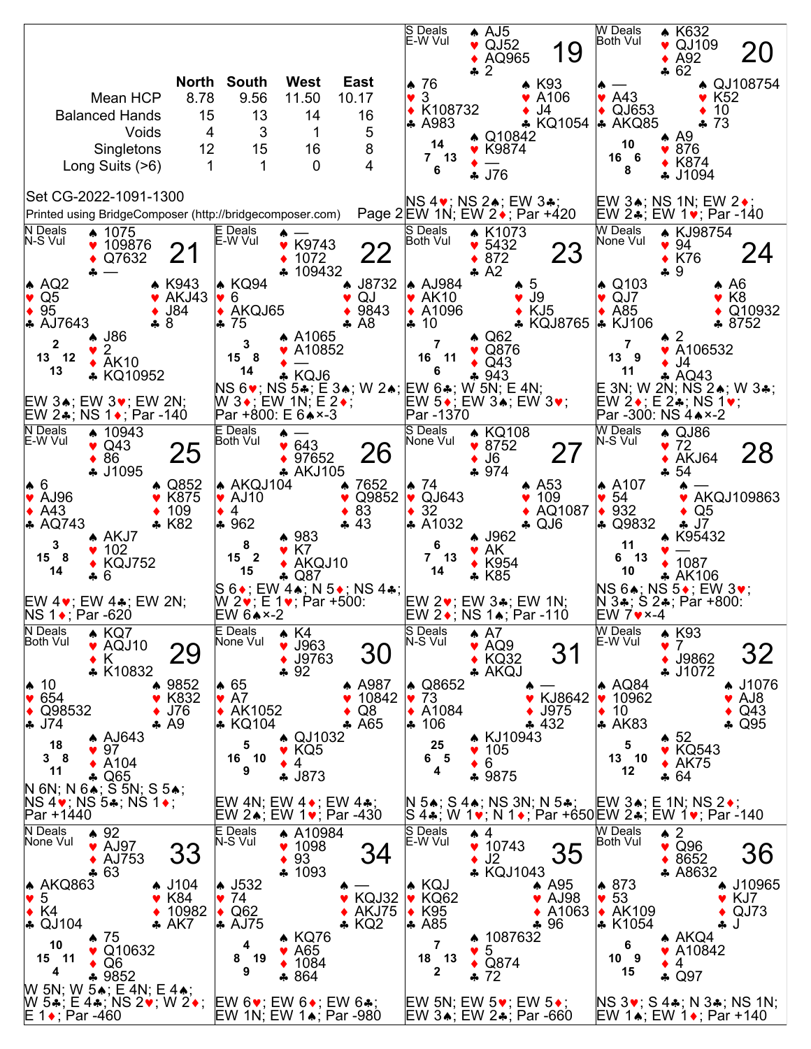| | North | South | West | East |
|---|---|---|---|---|
| Mean HCP | 8.78 | 9.56 | 11.50 | 10.17 |
| Balanced Hands | 15 | 13 | 14 | 16 |
| Voids | 4 | 3 | 1 | 5 |
| Singletons | 12 | 15 | 16 | 8 |
| Long Suits (>6) | 1 | 1 | 0 | 4 |

Set CG-2022-1091-1300

Printed using BridgeComposer (http://bridgecomposer.com)

## Board 19
S Deals, E-W Vul

- North: ♠ AJ5 ♥ QJ52 ♦ AQ965 ♣ 2
- West: ♠ 76 ♥ 3 ♦ K108732 ♣ A983
- East: ♠ K93 ♥ A106 ♦ J4 ♣ KQ1054
- South: ♠ Q10842 ♥ K9874 ♦ — ♣ J76

HCP: N 14, W 7, E 13, S 6

NS 4♥; NS 2♠; EW 3♣; EW 1N; EW 2♦; Par +420

## Board 20
W Deals, Both Vul

- North: ♠ K632 ♥ QJ109 ♦ A92 ♣ 62
- West: ♠ — ♥ A43 ♦ QJ653 ♣ AKQ85
- East: ♠ QJ108754 ♥ K52 ♦ 10 ♣ 73
- South: ♠ A9 ♥ 876 ♦ K874 ♣ J1094

HCP: N 10, W 16, E 6, S 8

EW 3♠; NS 1N; EW 2♦; EW 2♣; EW 1♥; Par -140

## Board 21
N Deals, N-S Vul

- North: ♠ 1075 ♥ 109876 ♦ Q7632 ♣ —
- West: ♠ AQ2 ♥ Q5 ♦ 95 ♣ AJ7643
- East: ♠ K943 ♥ AKJ43 ♦ J84 ♣ 8
- South: ♠ J86 ♥ 2 ♦ AK10 ♣ KQ10952

HCP: N 2, W 13, E 12, S 13

EW 3♠; EW 3♥; EW 2N; EW 2♣; NS 1♦; Par -140

## Board 22
E Deals, E-W Vul

- North: ♠ — ♥ K9743 ♦ 1072 ♣ 109432
- West: ♠ KQ94 ♥ 6 ♦ AKQJ65 ♣ 75
- East: ♠ J8732 ♥ QJ ♦ 9843 ♣ A8
- South: ♠ A1065 ♥ A10852 ♦ — ♣ KQJ6

HCP: N 3, W 15, E 8, S 14

NS 6♥; NS 5♣; E 3♠; W 2♠; W 3♦; EW 1N; E 2♦; Par +800: E 6♠×-3

## Board 23
S Deals, Both Vul

- North: ♠ K1073 ♥ 5432 ♦ 872 ♣ A2
- West: ♠ AJ984 ♥ AK10 ♦ A1096 ♣ 10
- East: ♠ 5 ♥ J9 ♦ KJ5 ♣ KQJ8765
- South: ♠ Q62 ♥ Q876 ♦ Q43 ♣ 943

HCP: N 7, W 16, E 11, S 6

EW 6♣; W 5N; E 4N; EW 5♦; EW 3♠; EW 3♥; Par -1370

## Board 24
W Deals, None Vul

- North: ♠ KJ98754 ♥ 94 ♦ K76 ♣ 9
- West: ♠ Q103 ♥ QJ7 ♦ A85 ♣ KJ106
- East: ♠ A6 ♥ K8 ♦ Q10932 ♣ 8752
- South: ♠ 2 ♥ A106532 ♦ J4 ♣ AQ43

HCP: N 7, W 13, E 9, S 11

E 3N; W 2N; NS 2♠; W 3♣; EW 2♦; E 2♣; NS 1♥; Par -300: NS 4♠×-2

## Board 25
N Deals, E-W Vul

- North: ♠ 10943 ♥ Q43 ♦ 86 ♣ J1095
- West: ♠ 6 ♥ AJ96 ♦ A43 ♣ AQ743
- East: ♠ Q852 ♥ K875 ♦ 109 ♣ K82
- South: ♠ AKJ7 ♥ 102 ♦ KQJ752 ♣ 6

HCP: N 3, W 15, E 8, S 14

EW 4♥; EW 4♣; EW 2N; NS 1♦; Par -620

## Board 26
E Deals, Both Vul

- North: ♠ — ♥ 643 ♦ 97652 ♣ AKJ105
- West: ♠ AKQJ104 ♥ AJ10 ♦ 4 ♣ 962
- East: ♠ 7652 ♥ Q9852 ♦ 83 ♣ 43
- South: ♠ 983 ♥ K7 ♦ AKQJ10 ♣ Q87

HCP: N 8, W 15, E 2, S 15

S 6♦; EW 4♠; N 5♦; NS 4♣; W 2♥; E 1♥; Par +500: EW 6♠×-2

## Board 27
S Deals, None Vul

- North: ♠ KQ108 ♥ 8752 ♦ J6 ♣ 974
- West: ♠ 74 ♥ QJ643 ♦ 32 ♣ A1032
- East: ♠ A53 ♥ 109 ♦ AQ1087 ♣ QJ6
- South: ♠ J962 ♥ AK ♦ K954 ♣ K85

HCP: N 6, W 7, E 13, S 14

EW 2♥; EW 3♣; EW 1N; EW 2♦; NS 1♠; Par -110

## Board 28
W Deals, N-S Vul

- North: ♠ QJ86 ♥ 72 ♦ AKJ64 ♣ 54
- West: ♠ A107 ♥ 54 ♦ 932 ♣ Q9832
- East: ♠ — ♥ AKQJ109863 ♦ Q5 ♣ J7
- South: ♠ K95432 ♥ — ♦ 1087 ♣ AK106

HCP: N 11, W 6, E 13, S 10

NS 6♠; NS 5♦; EW 3♥; N 3♣; S 2♣; Par +800: EW 7♥×-4

## Board 29
N Deals, Both Vul

- North: ♠ KQ7 ♥ AQJ10 ♦ K ♣ K10832
- West: ♠ 10 ♥ 654 ♦ Q98532 ♣ J74
- East: ♠ 9852 ♥ K832 ♦ J76 ♣ A9
- South: ♠ AJ643 ♥ 97 ♦ A104 ♣ Q65

HCP: N 18, W 3, E 8, S 11

N 6N; N 6♠; S 5N; S 5♠; NS 4♥; NS 5♣; NS 1♦; Par +1440

## Board 30
E Deals, None Vul

- North: ♠ K4 ♥ J963 ♦ J9763 ♣ 92
- West: ♠ 65 ♥ A7 ♦ AK1052 ♣ KQ104
- East: ♠ A987 ♥ 10842 ♦ Q8 ♣ A65
- South: ♠ QJ1032 ♥ KQ5 ♦ 4 ♣ J873

HCP: N 5, W 16, E 10, S 9

EW 4N; EW 4♦; EW 4♣; EW 2♠; EW 1♥; Par -430

## Board 31
S Deals, N-S Vul

- North: ♠ A7 ♥ AQ9 ♦ KQ32 ♣ AKQJ
- West: ♠ Q8652 ♥ 73 ♦ A1084 ♣ 106
- East: ♠ — ♥ KJ8642 ♦ J975 ♣ 432
- South: ♠ KJ10943 ♥ 105 ♦ 6 ♣ 9875

HCP: N 25, W 6, E 5, S 4

N 5♠; S 4♠; NS 3N; N 5♣; S 4♣; W 1♥; N 1♦; Par +650

## Board 32
W Deals, E-W Vul

- North: ♠ K93 ♥ 7 ♦ J9862 ♣ J1072
- West: ♠ AQ84 ♥ 10962 ♦ 10 ♣ AK83
- East: ♠ J1076 ♥ AJ8 ♦ Q43 ♣ Q95
- South: ♠ 52 ♥ KQ543 ♦ AK75 ♣ 64

HCP: N 5, W 13, E 10, S 12

EW 3♠; E 1N; NS 2♦; EW 2♣; EW 1♥; Par -140

## Board 33
N Deals, None Vul

- North: ♠ 92 ♥ AJ97 ♦ AJ753 ♣ 63
- West: ♠ AKQ863 ♥ 5 ♦ K4 ♣ QJ104
- East: ♠ J104 ♥ K84 ♦ 10982 ♣ AK7
- South: ♠ 75 ♥ Q10632 ♦ Q6 ♣ 9852

HCP: N 10, W 15, E 11, S 4

W 5N; W 5♠; E 4N; E 4♠; W 5♣; E 4♣; NS 2♥; W 2♦; E 1♦; Par -460

## Board 34
E Deals, N-S Vul

- North: ♠ A10984 ♥ 1098 ♦ 93 ♣ 1093
- West: ♠ J532 ♥ 74 ♦ Q62 ♣ AJ75
- East: ♠ — ♥ KQJ32 ♦ AKJ75 ♣ KQ2
- South: ♠ KQ76 ♥ A65 ♦ 1084 ♣ 864

HCP: N 4, W 8, E 19, S 9

EW 6♥; EW 6♦; EW 6♣; EW 1N; EW 1♠; Par -980

## Board 35
S Deals, E-W Vul

- North: ♠ 4 ♥ 10743 ♦ J2 ♣ KQJ1043
- West: ♠ KQJ ♥ KQ62 ♦ K95 ♣ A85
- East: ♠ A95 ♥ AJ98 ♦ A1063 ♣ 96
- South: ♠ 1087632 ♥ 5 ♦ Q874 ♣ 72

HCP: N 7, W 18, E 13, S 2

EW 5N; EW 5♥; EW 5♦; EW 3♠; EW 2♣; Par -660

## Board 36
W Deals, Both Vul

- North: ♠ 2 ♥ Q96 ♦ 8652 ♣ A8632
- West: ♠ 873 ♥ 53 ♦ AK109 ♣ K1054
- East: ♠ J10965 ♥ KJ7 ♦ QJ73 ♣ J
- South: ♠ AKQ4 ♥ A10842 ♦ 4 ♣ Q97

HCP: N 6, W 10, E 9, S 15

NS 3♥; S 4♣; N 3♣; NS 1N; EW 1♠; EW 1♦; Par +140